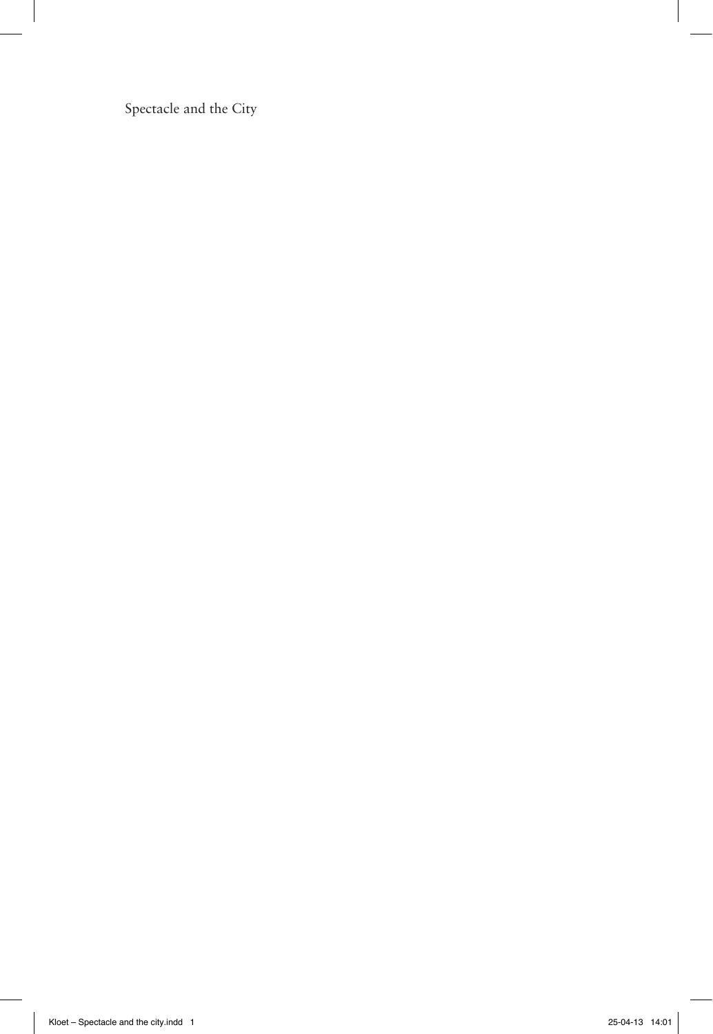Spectacle and the City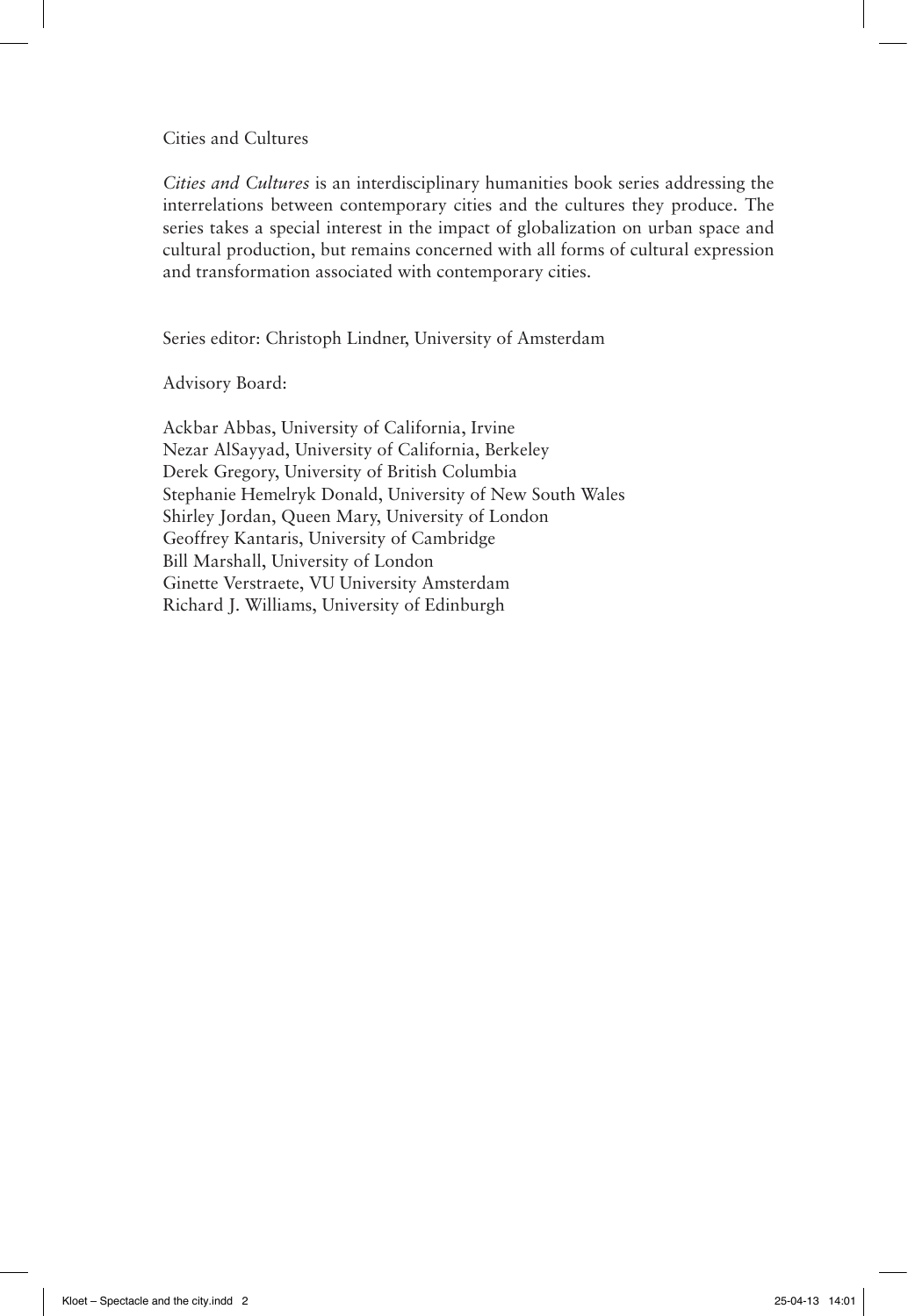Cities and Cultures

*Cities and Cultures* is an interdisciplinary humanities book series addressing the interrelations between contemporary cities and the cultures they produce. The series takes a special interest in the impact of globalization on urban space and cultural production, but remains concerned with all forms of cultural expression and transformation associated with contemporary cities.

Series editor: Christoph Lindner, University of Amsterdam

Advisory Board:

Ackbar Abbas, University of California, Irvine
Nezar AlSayyad, University of California, Berkeley
Derek Gregory, University of British Columbia
Stephanie Hemelryk Donald, University of New South Wales
Shirley Jordan, Queen Mary, University of London
Geoffrey Kantaris, University of Cambridge
Bill Marshall, University of London
Ginette Verstraete, VU University Amsterdam
Richard J. Williams, University of Edinburgh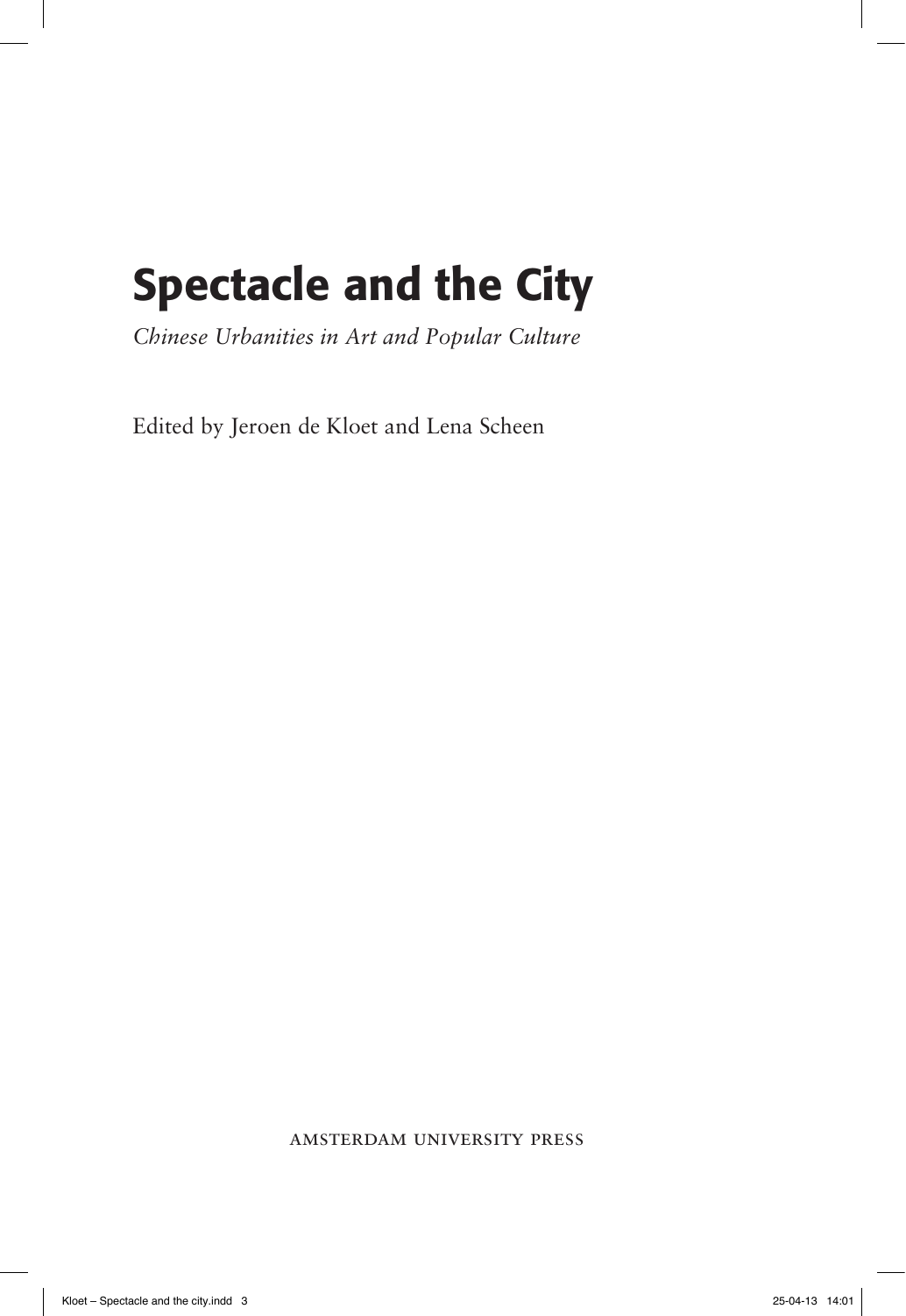# Spectacle and the City

*Chinese Urbanities in Art and Popular Culture*

Edited by Jeroen de Kloet and Lena Scheen

AMSTERDAM UNIVERSITY PRESS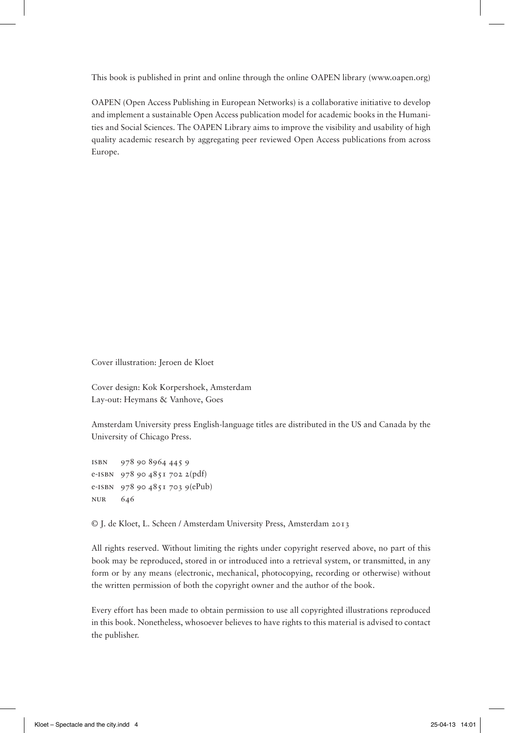This book is published in print and online through the online OAPEN library (www.oapen.org)

OAPEN (Open Access Publishing in European Networks) is a collaborative initiative to develop and implement a sustainable Open Access publication model for academic books in the Humanities and Social Sciences. The OAPEN Library aims to improve the visibility and usability of high quality academic research by aggregating peer reviewed Open Access publications from across Europe.

Cover illustration: Jeroen de Kloet

Cover design: Kok Korpershoek, Amsterdam
Lay-out: Heymans & Vanhove, Goes

Amsterdam University press English-language titles are distributed in the US and Canada by the University of Chicago Press.

ISBN 978 90 8964 445 9
e-ISBN 978 90 4851 702 2(pdf)
e-ISBN 978 90 4851 703 9(ePub)
NUR 646

© J. de Kloet, L. Scheen / Amsterdam University Press, Amsterdam 2013

All rights reserved. Without limiting the rights under copyright reserved above, no part of this book may be reproduced, stored in or introduced into a retrieval system, or transmitted, in any form or by any means (electronic, mechanical, photocopying, recording or otherwise) without the written permission of both the copyright owner and the author of the book.

Every effort has been made to obtain permission to use all copyrighted illustrations reproduced in this book. Nonetheless, whosoever believes to have rights to this material is advised to contact the publisher.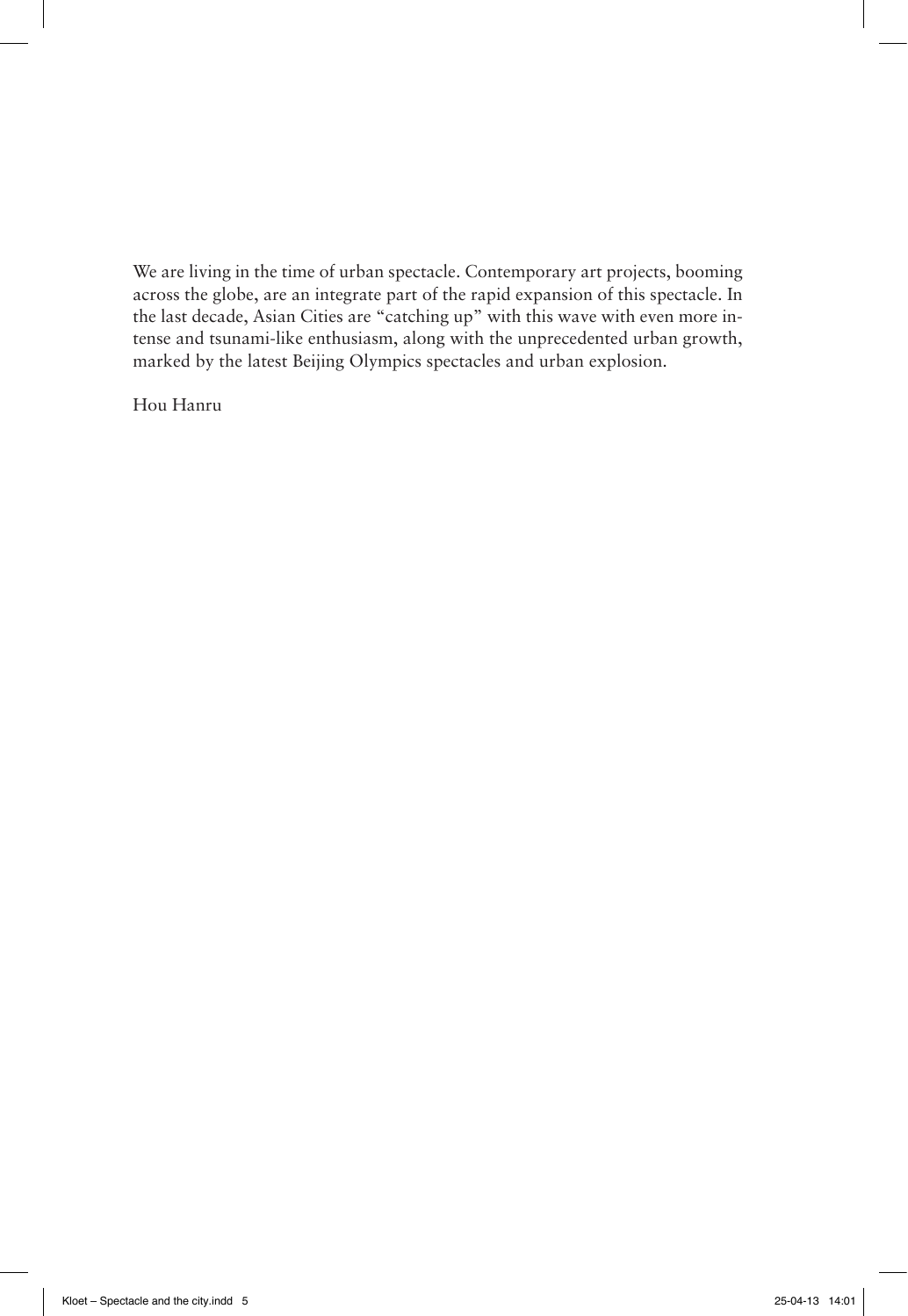We are living in the time of urban spectacle. Contemporary art projects, booming across the globe, are an integrate part of the rapid expansion of this spectacle. In the last decade, Asian Cities are "catching up" with this wave with even more intense and tsunami-like enthusiasm, along with the unprecedented urban growth, marked by the latest Beijing Olympics spectacles and urban explosion.

Hou Hanru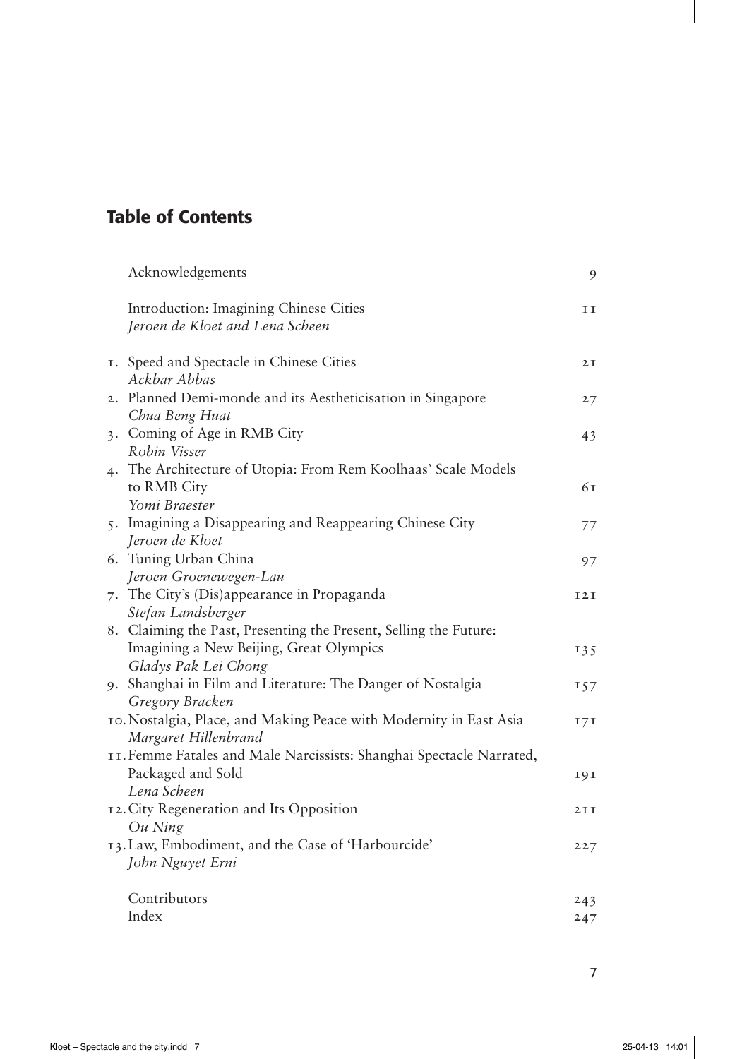# Table of Contents

| | | |
|---|---|---|
| | Acknowledgements | 9 |
| | Introduction: Imagining Chinese Cities<br>*Jeroen de Kloet and Lena Scheen* | 11 |
| 1. | Speed and Spectacle in Chinese Cities<br>*Ackbar Abbas* | 21 |
| 2. | Planned Demi-monde and its Aestheticisation in Singapore<br>*Chua Beng Huat* | 27 |
| 3. | Coming of Age in RMB City<br>*Robin Visser* | 43 |
| 4. | The Architecture of Utopia: From Rem Koolhaas' Scale Models to RMB City<br>*Yomi Braester* | 61 |
| 5. | Imagining a Disappearing and Reappearing Chinese City<br>*Jeroen de Kloet* | 77 |
| 6. | Tuning Urban China<br>*Jeroen Groenewegen-Lau* | 97 |
| 7. | The City's (Dis)appearance in Propaganda<br>*Stefan Landsberger* | 121 |
| 8. | Claiming the Past, Presenting the Present, Selling the Future: Imagining a New Beijing, Great Olympics<br>*Gladys Pak Lei Chong* | 135 |
| 9. | Shanghai in Film and Literature: The Danger of Nostalgia<br>*Gregory Bracken* | 157 |
| 10. | Nostalgia, Place, and Making Peace with Modernity in East Asia<br>*Margaret Hillenbrand* | 171 |
| 11. | Femme Fatales and Male Narcissists: Shanghai Spectacle Narrated, Packaged and Sold<br>*Lena Scheen* | 191 |
| 12. | City Regeneration and Its Opposition<br>*Ou Ning* | 211 |
| 13. | Law, Embodiment, and the Case of 'Harbourcide'<br>*John Nguyet Erni* | 227 |
| | Contributors | 243 |
| | Index | 247 |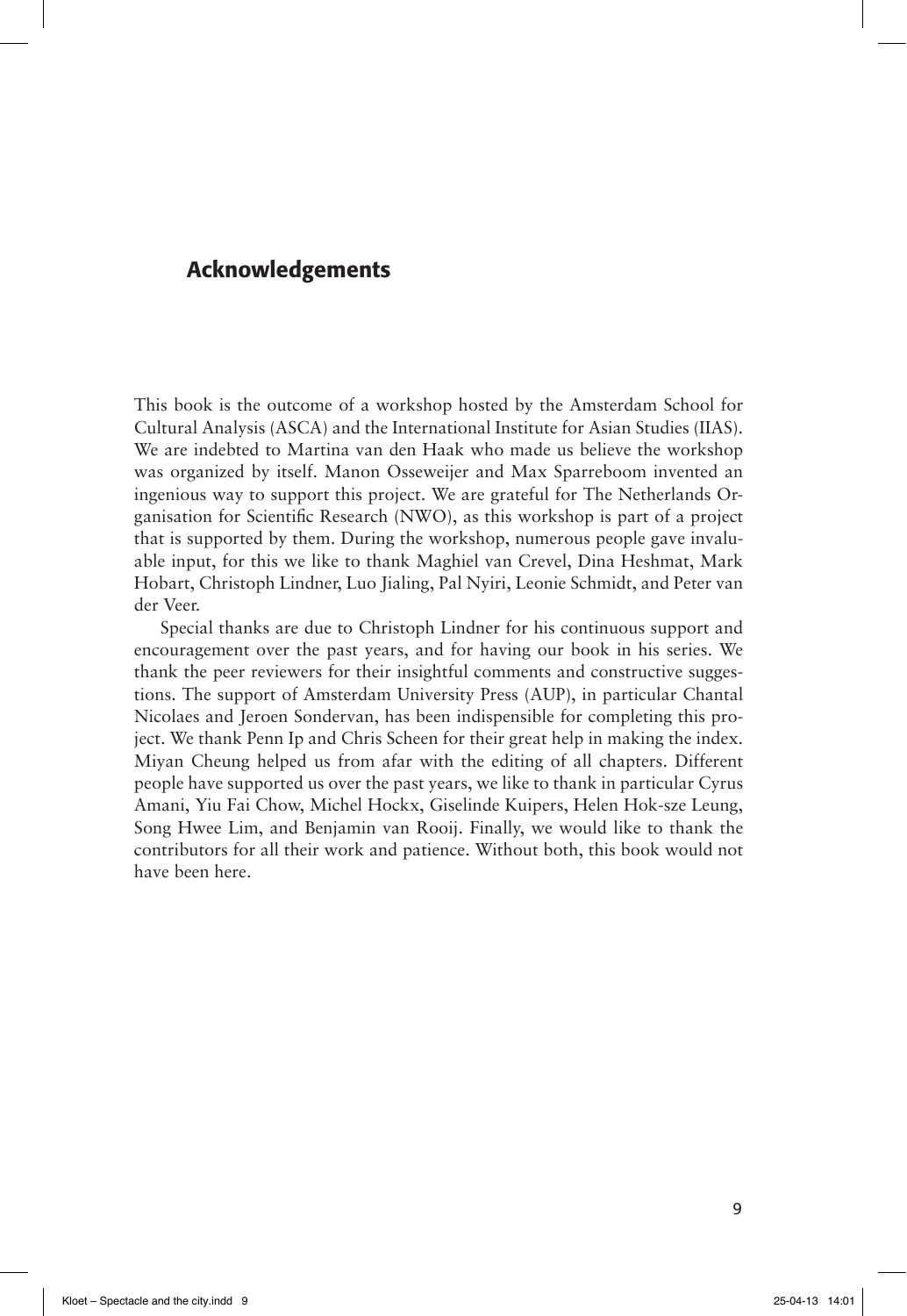# Acknowledgements

This book is the outcome of a workshop hosted by the Amsterdam School for Cultural Analysis (ASCA) and the International Institute for Asian Studies (IIAS). We are indebted to Martina van den Haak who made us believe the workshop was organized by itself. Manon Osseweijer and Max Sparreboom invented an ingenious way to support this project. We are grateful for The Netherlands Organisation for Scientific Research (NWO), as this workshop is part of a project that is supported by them. During the workshop, numerous people gave invaluable input, for this we like to thank Maghiel van Crevel, Dina Heshmat, Mark Hobart, Christoph Lindner, Luo Jialing, Pal Nyiri, Leonie Schmidt, and Peter van der Veer.

Special thanks are due to Christoph Lindner for his continuous support and encouragement over the past years, and for having our book in his series. We thank the peer reviewers for their insightful comments and constructive suggestions. The support of Amsterdam University Press (AUP), in particular Chantal Nicolaes and Jeroen Sondervan, has been indispensible for completing this project. We thank Penn Ip and Chris Scheen for their great help in making the index. Miyan Cheung helped us from afar with the editing of all chapters. Different people have supported us over the past years, we like to thank in particular Cyrus Amani, Yiu Fai Chow, Michel Hockx, Giselinde Kuipers, Helen Hok-sze Leung, Song Hwee Lim, and Benjamin van Rooij. Finally, we would like to thank the contributors for all their work and patience. Without both, this book would not have been here.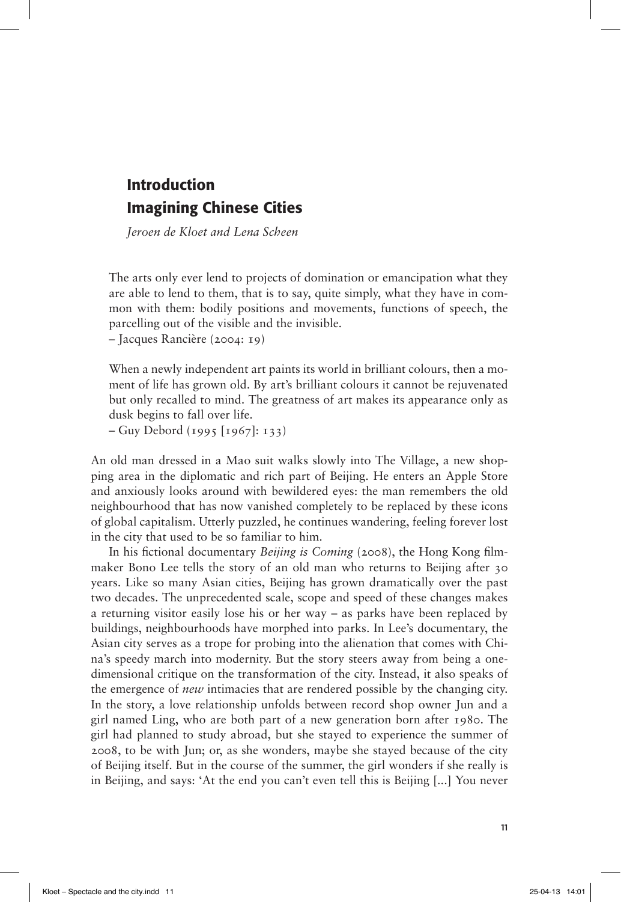# Introduction
# Imagining Chinese Cities

*Jeroen de Kloet and Lena Scheen*

> The arts only ever lend to projects of domination or emancipation what they are able to lend to them, that is to say, quite simply, what they have in common with them: bodily positions and movements, functions of speech, the parcelling out of the visible and the invisible.
>
> – Jacques Rancière (2004: 19)

> When a newly independent art paints its world in brilliant colours, then a moment of life has grown old. By art's brilliant colours it cannot be rejuvenated but only recalled to mind. The greatness of art makes its appearance only as dusk begins to fall over life.
>
> – Guy Debord (1995 [1967]: 133)

An old man dressed in a Mao suit walks slowly into The Village, a new shopping area in the diplomatic and rich part of Beijing. He enters an Apple Store and anxiously looks around with bewildered eyes: the man remembers the old neighbourhood that has now vanished completely to be replaced by these icons of global capitalism. Utterly puzzled, he continues wandering, feeling forever lost in the city that used to be so familiar to him.

In his fictional documentary *Beijing is Coming* (2008), the Hong Kong filmmaker Bono Lee tells the story of an old man who returns to Beijing after 30 years. Like so many Asian cities, Beijing has grown dramatically over the past two decades. The unprecedented scale, scope and speed of these changes makes a returning visitor easily lose his or her way – as parks have been replaced by buildings, neighbourhoods have morphed into parks. In Lee's documentary, the Asian city serves as a trope for probing into the alienation that comes with China's speedy march into modernity. But the story steers away from being a one-dimensional critique on the transformation of the city. Instead, it also speaks of the emergence of *new* intimacies that are rendered possible by the changing city. In the story, a love relationship unfolds between record shop owner Jun and a girl named Ling, who are both part of a new generation born after 1980. The girl had planned to study abroad, but she stayed to experience the summer of 2008, to be with Jun; or, as she wonders, maybe she stayed because of the city of Beijing itself. But in the course of the summer, the girl wonders if she really is in Beijing, and says: 'At the end you can't even tell this is Beijing [...] You never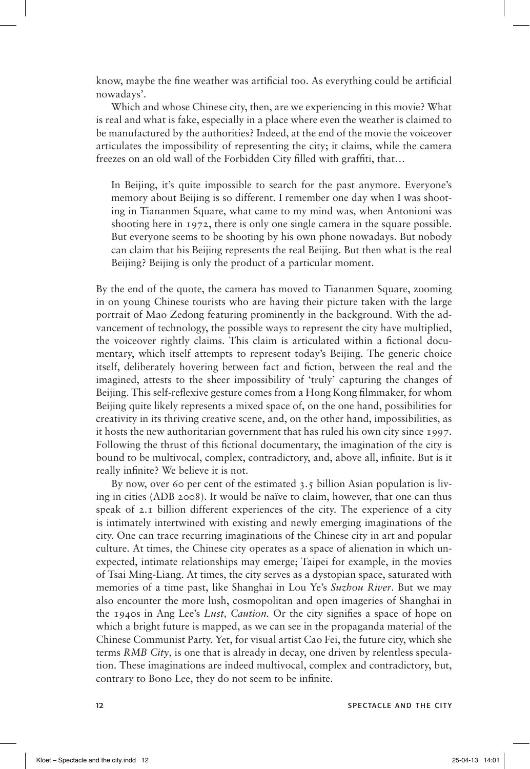know, maybe the fine weather was artificial too. As everything could be artificial nowadays'.

Which and whose Chinese city, then, are we experiencing in this movie? What is real and what is fake, especially in a place where even the weather is claimed to be manufactured by the authorities? Indeed, at the end of the movie the voiceover articulates the impossibility of representing the city; it claims, while the camera freezes on an old wall of the Forbidden City filled with graffiti, that…

> In Beijing, it's quite impossible to search for the past anymore. Everyone's memory about Beijing is so different. I remember one day when I was shooting in Tiananmen Square, what came to my mind was, when Antonioni was shooting here in 1972, there is only one single camera in the square possible. But everyone seems to be shooting by his own phone nowadays. But nobody can claim that his Beijing represents the real Beijing. But then what is the real Beijing? Beijing is only the product of a particular moment.

By the end of the quote, the camera has moved to Tiananmen Square, zooming in on young Chinese tourists who are having their picture taken with the large portrait of Mao Zedong featuring prominently in the background. With the advancement of technology, the possible ways to represent the city have multiplied, the voiceover rightly claims. This claim is articulated within a fictional documentary, which itself attempts to represent today's Beijing. The generic choice itself, deliberately hovering between fact and fiction, between the real and the imagined, attests to the sheer impossibility of 'truly' capturing the changes of Beijing. This self-reflexive gesture comes from a Hong Kong filmmaker, for whom Beijing quite likely represents a mixed space of, on the one hand, possibilities for creativity in its thriving creative scene, and, on the other hand, impossibilities, as it hosts the new authoritarian government that has ruled his own city since 1997. Following the thrust of this fictional documentary, the imagination of the city is bound to be multivocal, complex, contradictory, and, above all, infinite. But is it really infinite? We believe it is not.

By now, over 60 per cent of the estimated 3.5 billion Asian population is living in cities (ADB 2008). It would be naïve to claim, however, that one can thus speak of 2.1 billion different experiences of the city. The experience of a city is intimately intertwined with existing and newly emerging imaginations of the city. One can trace recurring imaginations of the Chinese city in art and popular culture. At times, the Chinese city operates as a space of alienation in which unexpected, intimate relationships may emerge; Taipei for example, in the movies of Tsai Ming-Liang. At times, the city serves as a dystopian space, saturated with memories of a time past, like Shanghai in Lou Ye's *Suzhou River*. But we may also encounter the more lush, cosmopolitan and open imageries of Shanghai in the 1940s in Ang Lee's *Lust, Caution.* Or the city signifies a space of hope on which a bright future is mapped, as we can see in the propaganda material of the Chinese Communist Party. Yet, for visual artist Cao Fei, the future city, which she terms *RMB City*, is one that is already in decay, one driven by relentless speculation. These imaginations are indeed multivocal, complex and contradictory, but, contrary to Bono Lee, they do not seem to be infinite.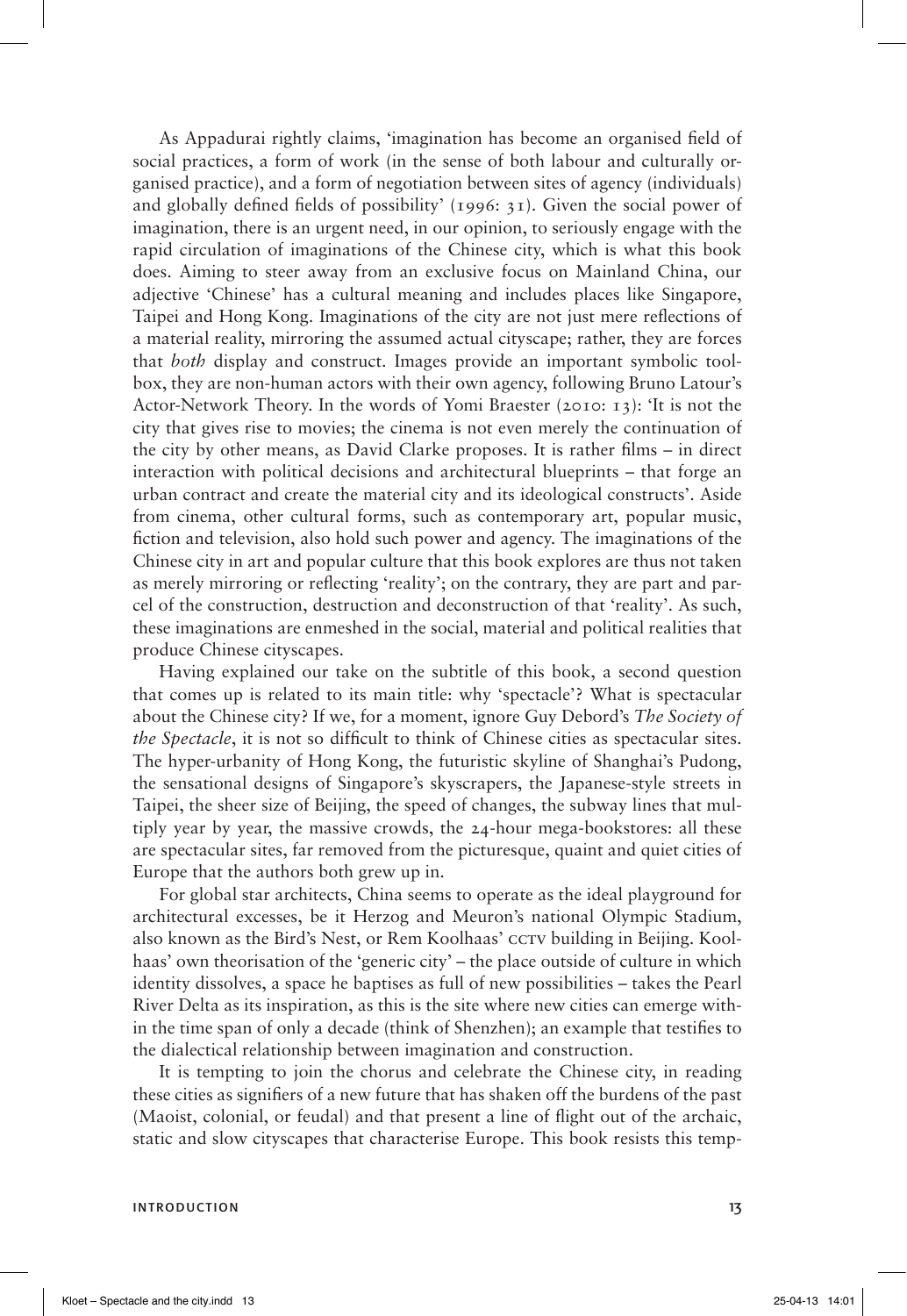As Appadurai rightly claims, 'imagination has become an organised field of social practices, a form of work (in the sense of both labour and culturally organised practice), and a form of negotiation between sites of agency (individuals) and globally defined fields of possibility' (1996: 31). Given the social power of imagination, there is an urgent need, in our opinion, to seriously engage with the rapid circulation of imaginations of the Chinese city, which is what this book does. Aiming to steer away from an exclusive focus on Mainland China, our adjective 'Chinese' has a cultural meaning and includes places like Singapore, Taipei and Hong Kong. Imaginations of the city are not just mere reflections of a material reality, mirroring the assumed actual cityscape; rather, they are forces that *both* display and construct. Images provide an important symbolic toolbox, they are non-human actors with their own agency, following Bruno Latour's Actor-Network Theory. In the words of Yomi Braester (2010: 13): 'It is not the city that gives rise to movies; the cinema is not even merely the continuation of the city by other means, as David Clarke proposes. It is rather films – in direct interaction with political decisions and architectural blueprints – that forge an urban contract and create the material city and its ideological constructs'. Aside from cinema, other cultural forms, such as contemporary art, popular music, fiction and television, also hold such power and agency. The imaginations of the Chinese city in art and popular culture that this book explores are thus not taken as merely mirroring or reflecting 'reality'; on the contrary, they are part and parcel of the construction, destruction and deconstruction of that 'reality'. As such, these imaginations are enmeshed in the social, material and political realities that produce Chinese cityscapes.

Having explained our take on the subtitle of this book, a second question that comes up is related to its main title: why 'spectacle'? What is spectacular about the Chinese city? If we, for a moment, ignore Guy Debord's *The Society of the Spectacle*, it is not so difficult to think of Chinese cities as spectacular sites. The hyper-urbanity of Hong Kong, the futuristic skyline of Shanghai's Pudong, the sensational designs of Singapore's skyscrapers, the Japanese-style streets in Taipei, the sheer size of Beijing, the speed of changes, the subway lines that multiply year by year, the massive crowds, the 24-hour mega-bookstores: all these are spectacular sites, far removed from the picturesque, quaint and quiet cities of Europe that the authors both grew up in.

For global star architects, China seems to operate as the ideal playground for architectural excesses, be it Herzog and Meuron's national Olympic Stadium, also known as the Bird's Nest, or Rem Koolhaas' CCTV building in Beijing. Koolhaas' own theorisation of the 'generic city' – the place outside of culture in which identity dissolves, a space he baptises as full of new possibilities – takes the Pearl River Delta as its inspiration, as this is the site where new cities can emerge within the time span of only a decade (think of Shenzhen); an example that testifies to the dialectical relationship between imagination and construction.

It is tempting to join the chorus and celebrate the Chinese city, in reading these cities as signifiers of a new future that has shaken off the burdens of the past (Maoist, colonial, or feudal) and that present a line of flight out of the archaic, static and slow cityscapes that characterise Europe. This book resists this temp-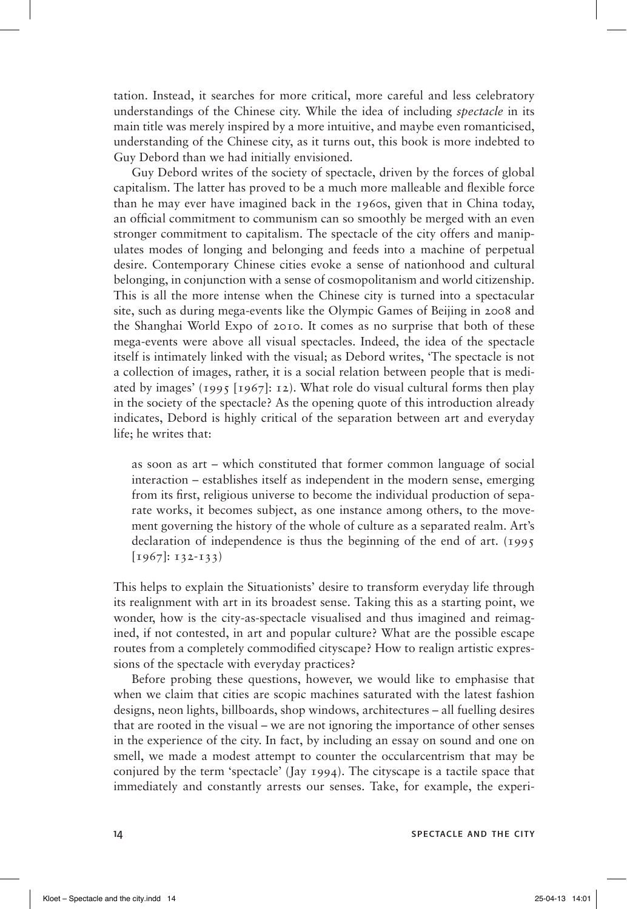tation. Instead, it searches for more critical, more careful and less celebratory understandings of the Chinese city. While the idea of including *spectacle* in its main title was merely inspired by a more intuitive, and maybe even romanticised, understanding of the Chinese city, as it turns out, this book is more indebted to Guy Debord than we had initially envisioned.

Guy Debord writes of the society of spectacle, driven by the forces of global capitalism. The latter has proved to be a much more malleable and flexible force than he may ever have imagined back in the 1960s, given that in China today, an official commitment to communism can so smoothly be merged with an even stronger commitment to capitalism. The spectacle of the city offers and manipulates modes of longing and belonging and feeds into a machine of perpetual desire. Contemporary Chinese cities evoke a sense of nationhood and cultural belonging, in conjunction with a sense of cosmopolitanism and world citizenship. This is all the more intense when the Chinese city is turned into a spectacular site, such as during mega-events like the Olympic Games of Beijing in 2008 and the Shanghai World Expo of 2010. It comes as no surprise that both of these mega-events were above all visual spectacles. Indeed, the idea of the spectacle itself is intimately linked with the visual; as Debord writes, 'The spectacle is not a collection of images, rather, it is a social relation between people that is mediated by images' (1995 [1967]: 12). What role do visual cultural forms then play in the society of the spectacle? As the opening quote of this introduction already indicates, Debord is highly critical of the separation between art and everyday life; he writes that:

> as soon as art – which constituted that former common language of social interaction – establishes itself as independent in the modern sense, emerging from its first, religious universe to become the individual production of separate works, it becomes subject, as one instance among others, to the movement governing the history of the whole of culture as a separated realm. Art's declaration of independence is thus the beginning of the end of art. (1995 [1967]: 132-133)

This helps to explain the Situationists' desire to transform everyday life through its realignment with art in its broadest sense. Taking this as a starting point, we wonder, how is the city-as-spectacle visualised and thus imagined and reimagined, if not contested, in art and popular culture? What are the possible escape routes from a completely commodified cityscape? How to realign artistic expressions of the spectacle with everyday practices?

Before probing these questions, however, we would like to emphasise that when we claim that cities are scopic machines saturated with the latest fashion designs, neon lights, billboards, shop windows, architectures – all fuelling desires that are rooted in the visual – we are not ignoring the importance of other senses in the experience of the city. In fact, by including an essay on sound and one on smell, we made a modest attempt to counter the occularcentrism that may be conjured by the term 'spectacle' (Jay 1994). The cityscape is a tactile space that immediately and constantly arrests our senses. Take, for example, the experi-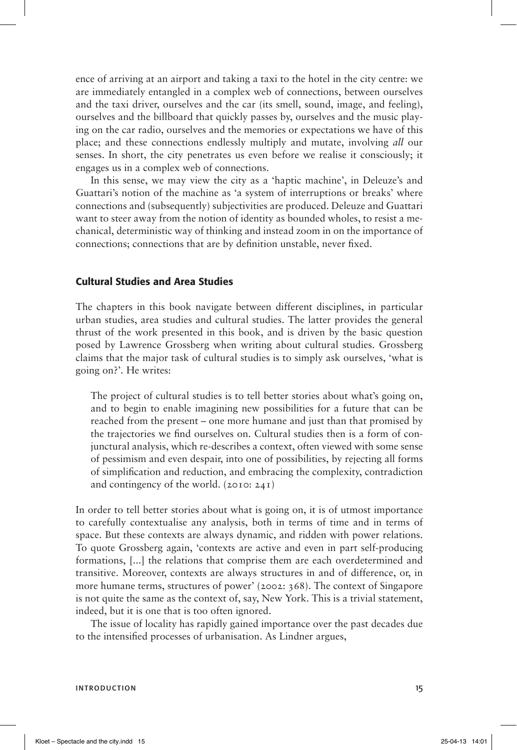ence of arriving at an airport and taking a taxi to the hotel in the city centre: we are immediately entangled in a complex web of connections, between ourselves and the taxi driver, ourselves and the car (its smell, sound, image, and feeling), ourselves and the billboard that quickly passes by, ourselves and the music playing on the car radio, ourselves and the memories or expectations we have of this place; and these connections endlessly multiply and mutate, involving *all* our senses. In short, the city penetrates us even before we realise it consciously; it engages us in a complex web of connections.

In this sense, we may view the city as a 'haptic machine', in Deleuze's and Guattari's notion of the machine as 'a system of interruptions or breaks' where connections and (subsequently) subjectivities are produced. Deleuze and Guattari want to steer away from the notion of identity as bounded wholes, to resist a mechanical, deterministic way of thinking and instead zoom in on the importance of connections; connections that are by definition unstable, never fixed.

## Cultural Studies and Area Studies

The chapters in this book navigate between different disciplines, in particular urban studies, area studies and cultural studies. The latter provides the general thrust of the work presented in this book, and is driven by the basic question posed by Lawrence Grossberg when writing about cultural studies. Grossberg claims that the major task of cultural studies is to simply ask ourselves, 'what is going on?'. He writes:

> The project of cultural studies is to tell better stories about what's going on, and to begin to enable imagining new possibilities for a future that can be reached from the present – one more humane and just than that promised by the trajectories we find ourselves on. Cultural studies then is a form of conjunctural analysis, which re-describes a context, often viewed with some sense of pessimism and even despair, into one of possibilities, by rejecting all forms of simplification and reduction, and embracing the complexity, contradiction and contingency of the world. (2010: 241)

In order to tell better stories about what is going on, it is of utmost importance to carefully contextualise any analysis, both in terms of time and in terms of space. But these contexts are always dynamic, and ridden with power relations. To quote Grossberg again, 'contexts are active and even in part self-producing formations, [...] the relations that comprise them are each overdetermined and transitive. Moreover, contexts are always structures in and of difference, or, in more humane terms, structures of power' (2002: 368). The context of Singapore is not quite the same as the context of, say, New York. This is a trivial statement, indeed, but it is one that is too often ignored.

The issue of locality has rapidly gained importance over the past decades due to the intensified processes of urbanisation. As Lindner argues,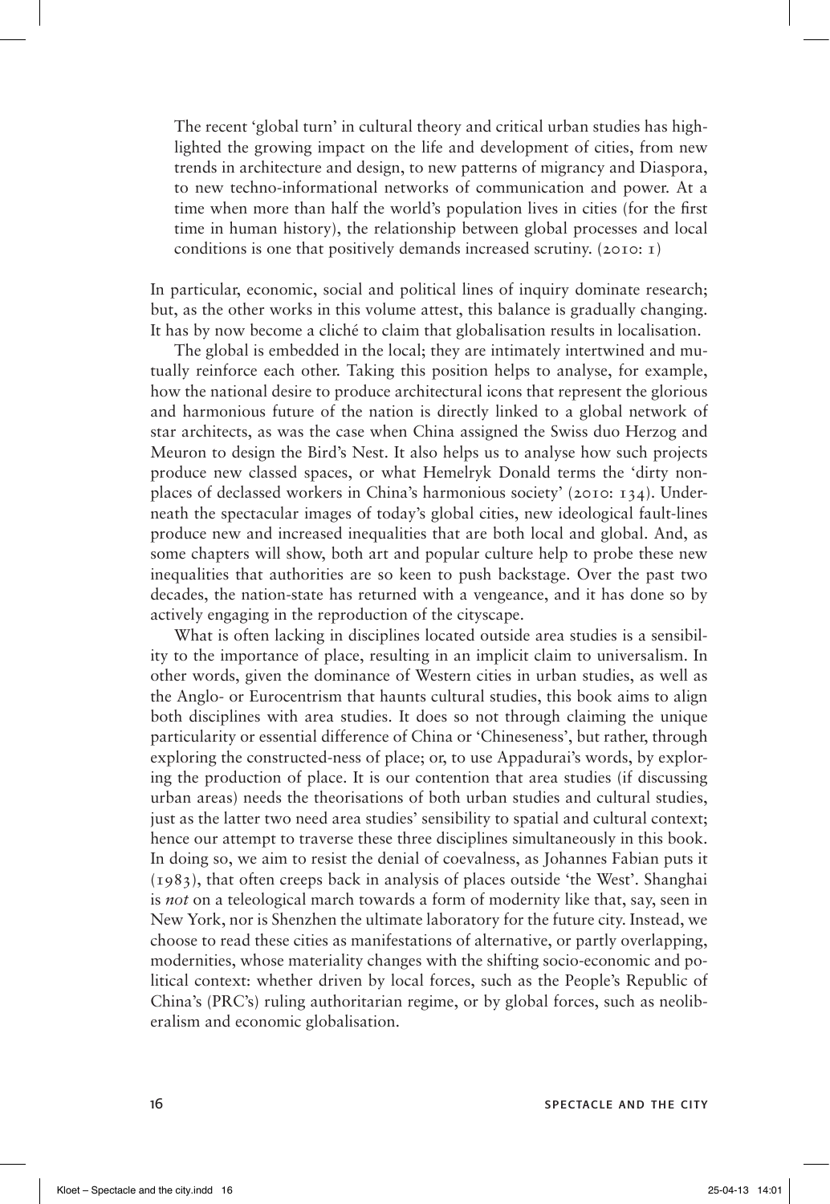> The recent 'global turn' in cultural theory and critical urban studies has highlighted the growing impact on the life and development of cities, from new trends in architecture and design, to new patterns of migrancy and Diaspora, to new techno-informational networks of communication and power. At a time when more than half the world's population lives in cities (for the first time in human history), the relationship between global processes and local conditions is one that positively demands increased scrutiny. (2010: 1)

In particular, economic, social and political lines of inquiry dominate research; but, as the other works in this volume attest, this balance is gradually changing. It has by now become a cliché to claim that globalisation results in localisation.

The global is embedded in the local; they are intimately intertwined and mutually reinforce each other. Taking this position helps to analyse, for example, how the national desire to produce architectural icons that represent the glorious and harmonious future of the nation is directly linked to a global network of star architects, as was the case when China assigned the Swiss duo Herzog and Meuron to design the Bird's Nest. It also helps us to analyse how such projects produce new classed spaces, or what Hemelryk Donald terms the 'dirty non-places of declassed workers in China's harmonious society' (2010: 134). Underneath the spectacular images of today's global cities, new ideological fault-lines produce new and increased inequalities that are both local and global. And, as some chapters will show, both art and popular culture help to probe these new inequalities that authorities are so keen to push backstage. Over the past two decades, the nation-state has returned with a vengeance, and it has done so by actively engaging in the reproduction of the cityscape.

What is often lacking in disciplines located outside area studies is a sensibility to the importance of place, resulting in an implicit claim to universalism. In other words, given the dominance of Western cities in urban studies, as well as the Anglo- or Eurocentrism that haunts cultural studies, this book aims to align both disciplines with area studies. It does so not through claiming the unique particularity or essential difference of China or 'Chineseness', but rather, through exploring the constructed-ness of place; or, to use Appadurai's words, by exploring the production of place. It is our contention that area studies (if discussing urban areas) needs the theorisations of both urban studies and cultural studies, just as the latter two need area studies' sensibility to spatial and cultural context; hence our attempt to traverse these three disciplines simultaneously in this book. In doing so, we aim to resist the denial of coevalness, as Johannes Fabian puts it (1983), that often creeps back in analysis of places outside 'the West'. Shanghai is *not* on a teleological march towards a form of modernity like that, say, seen in New York, nor is Shenzhen the ultimate laboratory for the future city. Instead, we choose to read these cities as manifestations of alternative, or partly overlapping, modernities, whose materiality changes with the shifting socio-economic and political context: whether driven by local forces, such as the People's Republic of China's (PRC's) ruling authoritarian regime, or by global forces, such as neoliberalism and economic globalisation.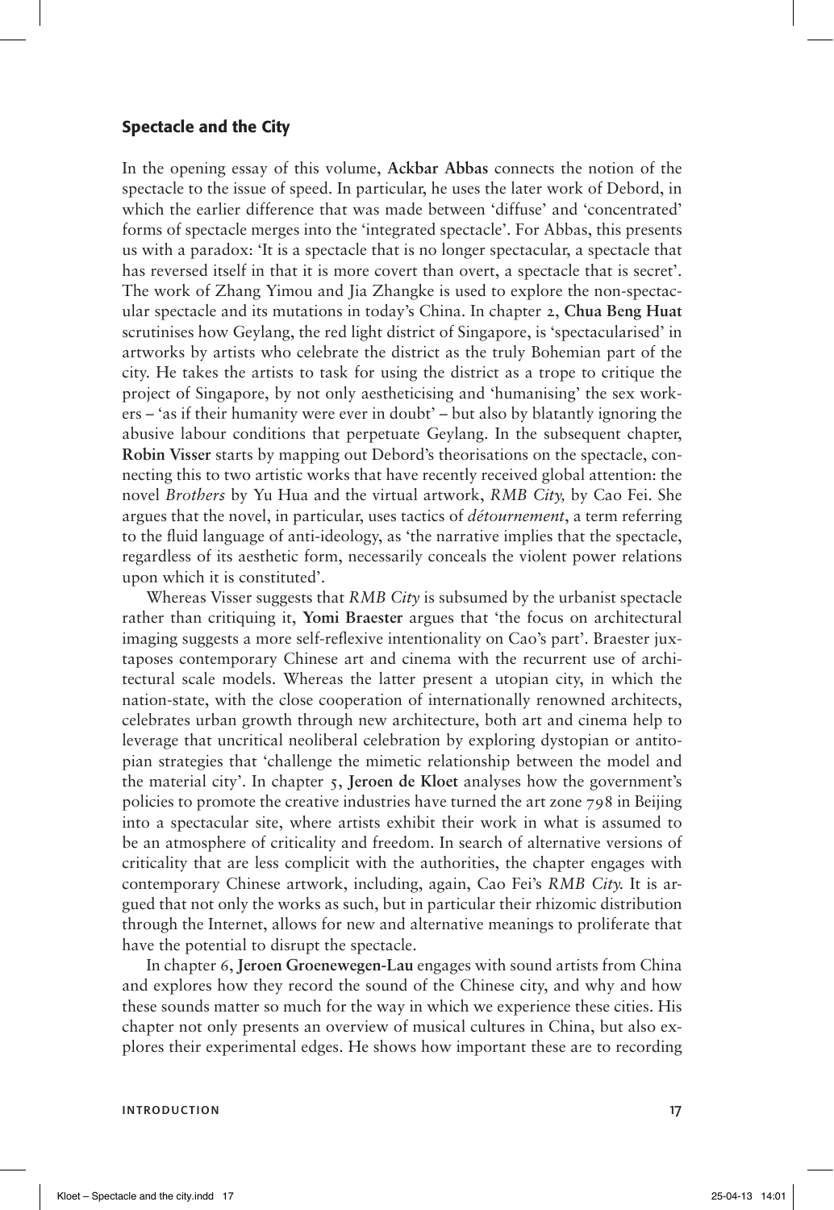## Spectacle and the City

In the opening essay of this volume, **Ackbar Abbas** connects the notion of the spectacle to the issue of speed. In particular, he uses the later work of Debord, in which the earlier difference that was made between 'diffuse' and 'concentrated' forms of spectacle merges into the 'integrated spectacle'. For Abbas, this presents us with a paradox: 'It is a spectacle that is no longer spectacular, a spectacle that has reversed itself in that it is more covert than overt, a spectacle that is secret'. The work of Zhang Yimou and Jia Zhangke is used to explore the non-spectacular spectacle and its mutations in today's China. In chapter 2, **Chua Beng Huat** scrutinises how Geylang, the red light district of Singapore, is 'spectacularised' in artworks by artists who celebrate the district as the truly Bohemian part of the city. He takes the artists to task for using the district as a trope to critique the project of Singapore, by not only aestheticising and 'humanising' the sex workers – 'as if their humanity were ever in doubt' – but also by blatantly ignoring the abusive labour conditions that perpetuate Geylang. In the subsequent chapter, **Robin Visser** starts by mapping out Debord's theorisations on the spectacle, connecting this to two artistic works that have recently received global attention: the novel *Brothers* by Yu Hua and the virtual artwork, *RMB City,* by Cao Fei. She argues that the novel, in particular, uses tactics of *détournement*, a term referring to the fluid language of anti-ideology, as 'the narrative implies that the spectacle, regardless of its aesthetic form, necessarily conceals the violent power relations upon which it is constituted'.

Whereas Visser suggests that *RMB City* is subsumed by the urbanist spectacle rather than critiquing it, **Yomi Braester** argues that 'the focus on architectural imaging suggests a more self-reflexive intentionality on Cao's part'. Braester juxtaposes contemporary Chinese art and cinema with the recurrent use of architectural scale models. Whereas the latter present a utopian city, in which the nation-state, with the close cooperation of internationally renowned architects, celebrates urban growth through new architecture, both art and cinema help to leverage that uncritical neoliberal celebration by exploring dystopian or antitopian strategies that 'challenge the mimetic relationship between the model and the material city'. In chapter 5, **Jeroen de Kloet** analyses how the government's policies to promote the creative industries have turned the art zone 798 in Beijing into a spectacular site, where artists exhibit their work in what is assumed to be an atmosphere of criticality and freedom. In search of alternative versions of criticality that are less complicit with the authorities, the chapter engages with contemporary Chinese artwork, including, again, Cao Fei's *RMB City.* It is argued that not only the works as such, but in particular their rhizomic distribution through the Internet, allows for new and alternative meanings to proliferate that have the potential to disrupt the spectacle.

In chapter 6, **Jeroen Groenewegen-Lau** engages with sound artists from China and explores how they record the sound of the Chinese city, and why and how these sounds matter so much for the way in which we experience these cities. His chapter not only presents an overview of musical cultures in China, but also explores their experimental edges. He shows how important these are to recording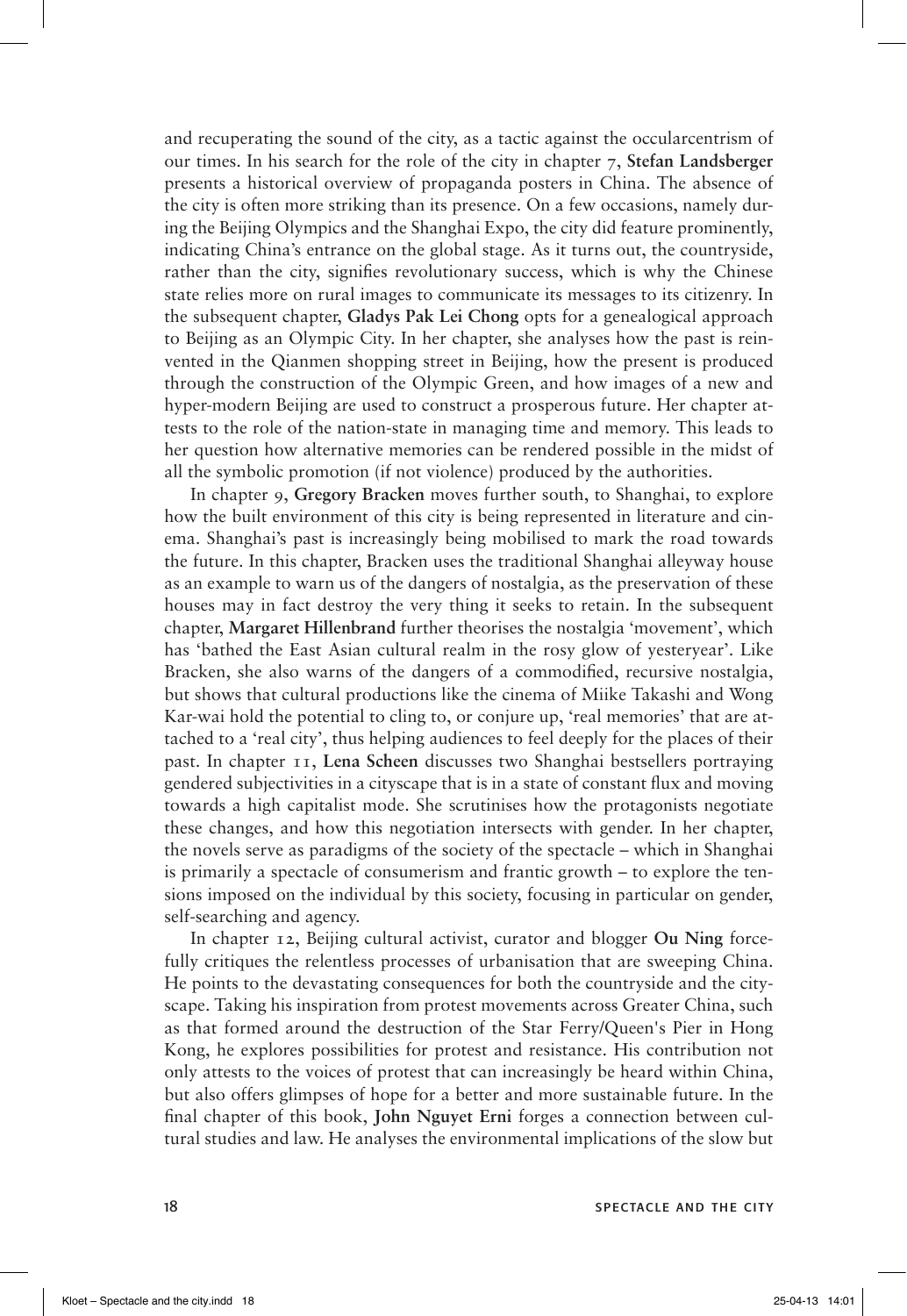and recuperating the sound of the city, as a tactic against the occularcentrism of our times. In his search for the role of the city in chapter 7, **Stefan Landsberger** presents a historical overview of propaganda posters in China. The absence of the city is often more striking than its presence. On a few occasions, namely during the Beijing Olympics and the Shanghai Expo, the city did feature prominently, indicating China's entrance on the global stage. As it turns out, the countryside, rather than the city, signifies revolutionary success, which is why the Chinese state relies more on rural images to communicate its messages to its citizenry. In the subsequent chapter, **Gladys Pak Lei Chong** opts for a genealogical approach to Beijing as an Olympic City. In her chapter, she analyses how the past is reinvented in the Qianmen shopping street in Beijing, how the present is produced through the construction of the Olympic Green, and how images of a new and hyper-modern Beijing are used to construct a prosperous future. Her chapter attests to the role of the nation-state in managing time and memory. This leads to her question how alternative memories can be rendered possible in the midst of all the symbolic promotion (if not violence) produced by the authorities.

In chapter 9, **Gregory Bracken** moves further south, to Shanghai, to explore how the built environment of this city is being represented in literature and cinema. Shanghai's past is increasingly being mobilised to mark the road towards the future. In this chapter, Bracken uses the traditional Shanghai alleyway house as an example to warn us of the dangers of nostalgia, as the preservation of these houses may in fact destroy the very thing it seeks to retain. In the subsequent chapter, **Margaret Hillenbrand** further theorises the nostalgia 'movement', which has 'bathed the East Asian cultural realm in the rosy glow of yesteryear'. Like Bracken, she also warns of the dangers of a commodified, recursive nostalgia, but shows that cultural productions like the cinema of Miike Takashi and Wong Kar-wai hold the potential to cling to, or conjure up, 'real memories' that are attached to a 'real city', thus helping audiences to feel deeply for the places of their past. In chapter 11, **Lena Scheen** discusses two Shanghai bestsellers portraying gendered subjectivities in a cityscape that is in a state of constant flux and moving towards a high capitalist mode. She scrutinises how the protagonists negotiate these changes, and how this negotiation intersects with gender. In her chapter, the novels serve as paradigms of the society of the spectacle – which in Shanghai is primarily a spectacle of consumerism and frantic growth – to explore the tensions imposed on the individual by this society, focusing in particular on gender, self-searching and agency.

In chapter 12, Beijing cultural activist, curator and blogger **Ou Ning** forcefully critiques the relentless processes of urbanisation that are sweeping China. He points to the devastating consequences for both the countryside and the cityscape. Taking his inspiration from protest movements across Greater China, such as that formed around the destruction of the Star Ferry/Queen's Pier in Hong Kong, he explores possibilities for protest and resistance. His contribution not only attests to the voices of protest that can increasingly be heard within China, but also offers glimpses of hope for a better and more sustainable future. In the final chapter of this book, **John Nguyet Erni** forges a connection between cultural studies and law. He analyses the environmental implications of the slow but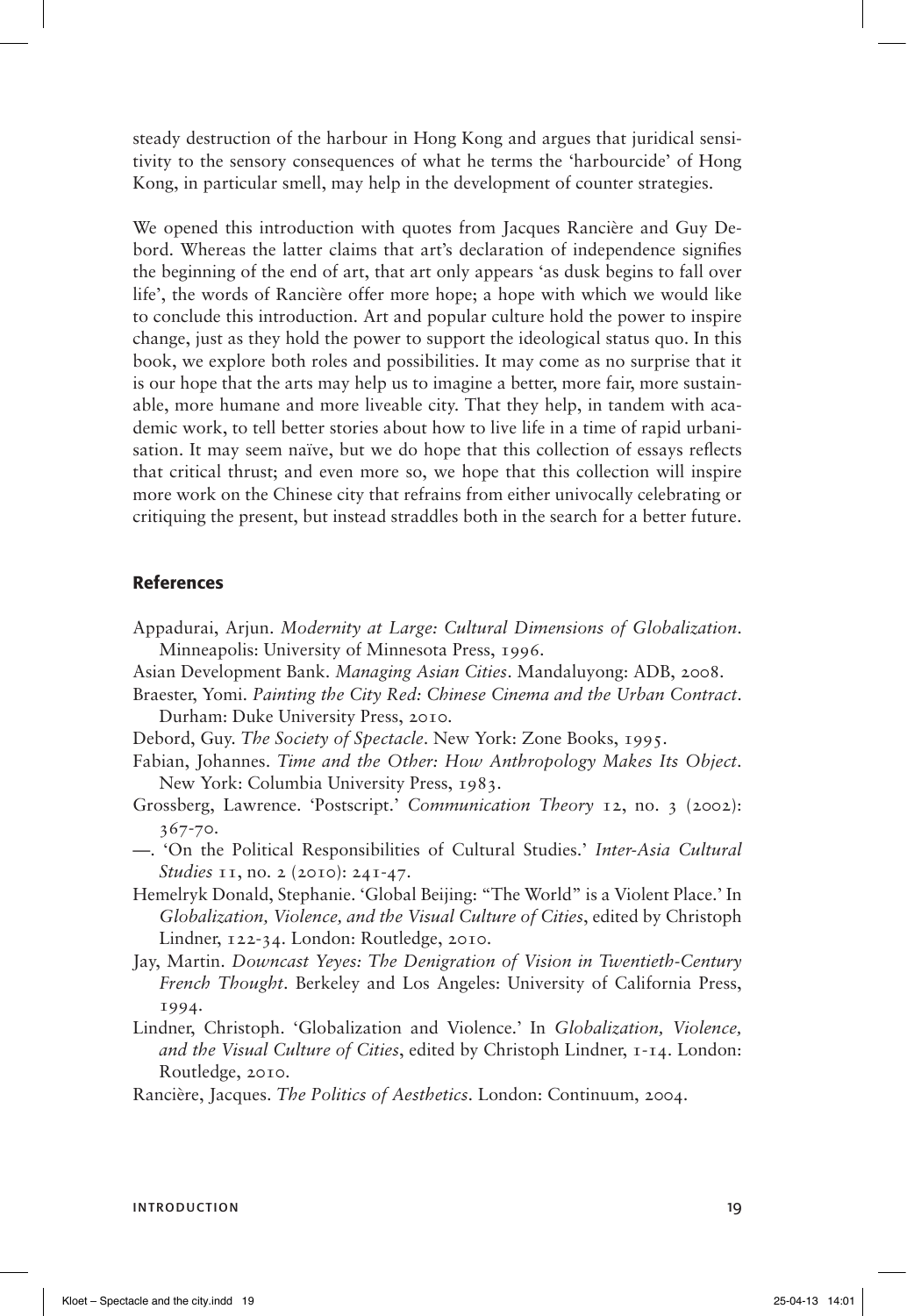steady destruction of the harbour in Hong Kong and argues that juridical sensitivity to the sensory consequences of what he terms the 'harbourcide' of Hong Kong, in particular smell, may help in the development of counter strategies.

We opened this introduction with quotes from Jacques Rancière and Guy Debord. Whereas the latter claims that art's declaration of independence signifies the beginning of the end of art, that art only appears 'as dusk begins to fall over life', the words of Rancière offer more hope; a hope with which we would like to conclude this introduction. Art and popular culture hold the power to inspire change, just as they hold the power to support the ideological status quo. In this book, we explore both roles and possibilities. It may come as no surprise that it is our hope that the arts may help us to imagine a better, more fair, more sustainable, more humane and more liveable city. That they help, in tandem with academic work, to tell better stories about how to live life in a time of rapid urbanisation. It may seem naïve, but we do hope that this collection of essays reflects that critical thrust; and even more so, we hope that this collection will inspire more work on the Chinese city that refrains from either univocally celebrating or critiquing the present, but instead straddles both in the search for a better future.

## References

Appadurai, Arjun. *Modernity at Large: Cultural Dimensions of Globalization*. Minneapolis: University of Minnesota Press, 1996.

Asian Development Bank. *Managing Asian Cities*. Mandaluyong: ADB, 2008.

Braester, Yomi. *Painting the City Red: Chinese Cinema and the Urban Contract*. Durham: Duke University Press, 2010.

Debord, Guy. *The Society of Spectacle*. New York: Zone Books, 1995.

Fabian, Johannes. *Time and the Other: How Anthropology Makes Its Object*. New York: Columbia University Press, 1983.

Grossberg, Lawrence. 'Postscript.' *Communication Theory* 12, no. 3 (2002): 367-70.

—. 'On the Political Responsibilities of Cultural Studies.' *Inter-Asia Cultural Studies* 11, no. 2 (2010): 241-47.

Hemelryk Donald, Stephanie. 'Global Beijing: "The World" is a Violent Place.' In *Globalization, Violence, and the Visual Culture of Cities*, edited by Christoph Lindner, 122-34. London: Routledge, 2010.

Jay, Martin. *Downcast Yeyes: The Denigration of Vision in Twentieth-Century French Thought*. Berkeley and Los Angeles: University of California Press, 1994.

Lindner, Christoph. 'Globalization and Violence.' In *Globalization, Violence, and the Visual Culture of Cities*, edited by Christoph Lindner, 1-14. London: Routledge, 2010.

Rancière, Jacques. *The Politics of Aesthetics*. London: Continuum, 2004.